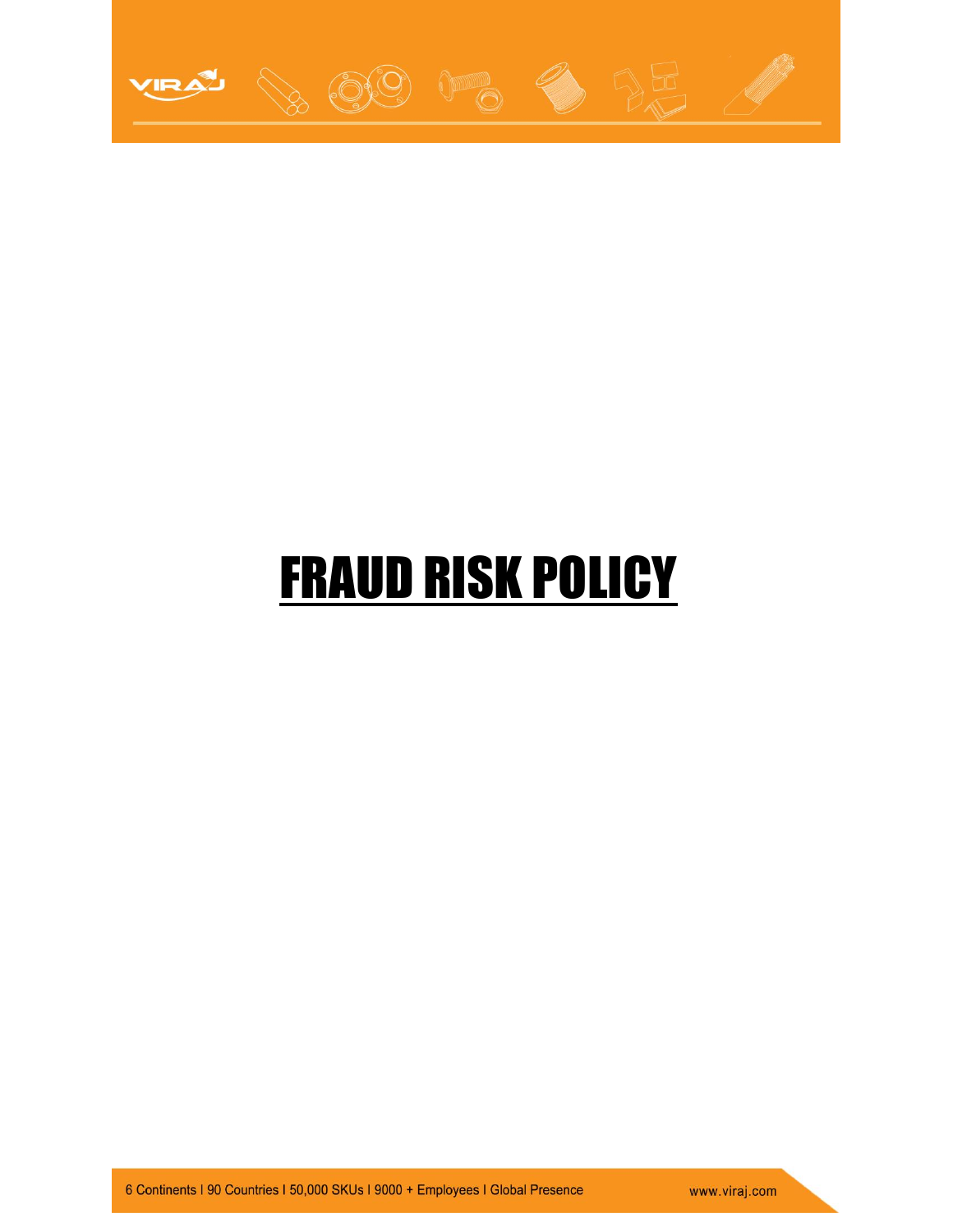# FRAUD RISK POLICY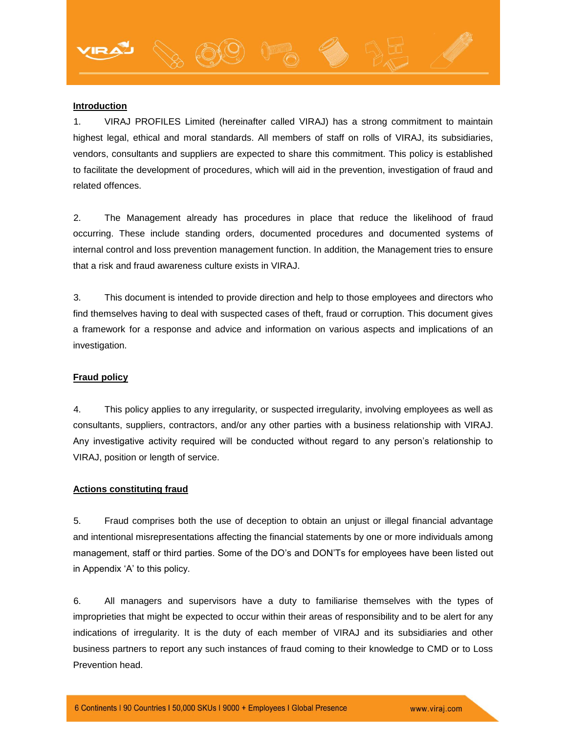## Introduction

1. VIRAJ PROFILES Limited (hereinafter called VIRAJ) has a strong commitment to maintain highest legal, ethical and moral standards. All members of staff on rolls of VIRAJ, its subsidiaries, vendors, consultants and suppliers are expected to share this commitment. This policy is established to facilitate the development of procedures, which will aid in the prevention, investigation of fraud and related offences.

2. The Management already has procedures in place that reduce the likelihood of fraud occurring. These include standing orders, documented procedures and documented systems of internal control and loss prevention management function. In addition, the Management tries to ensure that a risk and fraud awareness culture exists in VIRAJ.

3. This document is intended to provide direction and help to those employees and directors who find themselves having to deal with suspected cases of theft, fraud or corruption. This document gives a framework for a response and advice and information on various aspects and implications of an investigation.

## Fraud policy

4. This policy applies to any irregularity, or suspected irregularity, involving employees as well as consultants, suppliers, contractors, and/or any other parties with a business relationship with VIRAJ. Any investigative activity required will be conducted without regard to any person's relationship to VIRAJ, position or length of service.

## Actions constituting fraud

5. Fraud comprises both the use of deception to obtain an unjust or illegal financial advantage and intentional misrepresentations affecting the financial statements by one or more individuals among management, staff or third parties. Some of the DO's and DON'Ts for employees have been listed out in Appendix 'A' to this policy.

6. All managers and supervisors have a duty to familiarise themselves with the types of improprieties that might be expected to occur within their areas of responsibility and to be alert for any indications of irregularity. It is the duty of each member of VIRAJ and its subsidiaries and other business partners to report any such instances of fraud coming to their knowledge to CMD or to Loss Prevention head.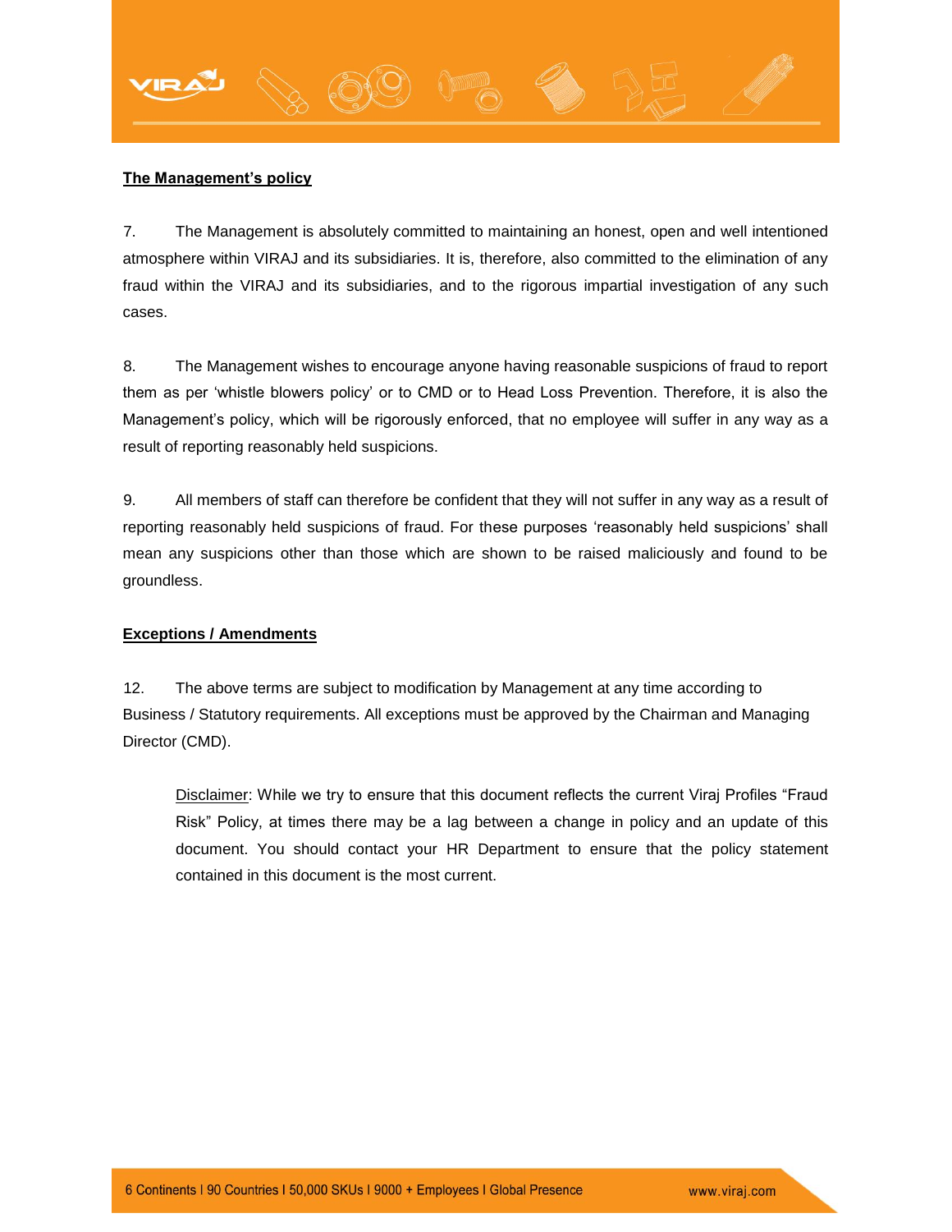**The Management's policy**

7. The Management is absolutely committed to maintaining an honest, open and well intentioned atmosphere within VIRAJ and its subsidiaries. It is, therefore, also committed to the elimination of any fraud within the VIRAJ and its subsidiaries, and to the rigorous impartial investigation of any such cases.

8. The Management wishes to encourage anyone having reasonable suspicions of fraud to report them as per 'whistle blowers policy' or to CMD or to Head Loss Prevention. Therefore, it is also the Management's policy, which will be rigorously enforced, that no employee will suffer in any way as a result of reporting reasonably held suspicions.

9. All members of staff can therefore be confident that they will not suffer in any way as a result of reporting reasonably held suspicions of fraud. For these purposes 'reasonably held suspicions' shall mean any suspicions other than those which are shown to be raised maliciously and found to be groundless.

**Exceptions / Amendments**

12. The above terms are subject to modification by Management at any time according to Business / Statutory requirements. All exceptions must be approved by the Chairman and Managing Director (CMD).

Disclaimer: While we try to ensure that this document reflects the current Viraj Profiles "Fraud Risk" Policy, at times there may be a lag between a change in policy and an update of this document. You should contact your HR Department to ensure that the policy statement contained in this document is the most current.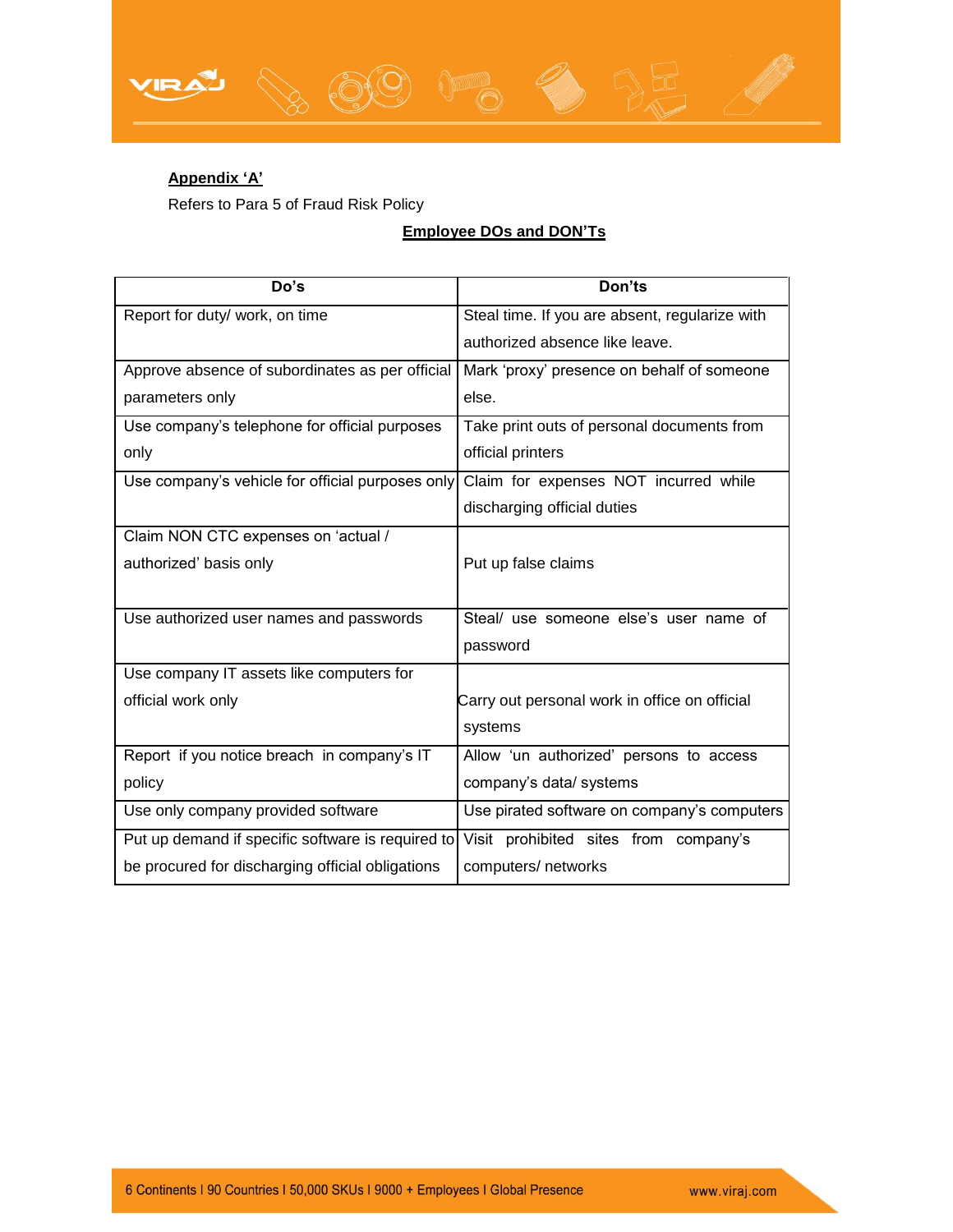**Appendix 'A'**

Refers to Para 5 of Fraud Risk Policy

**Employee DOs and DON'Ts**

| Do's | Don'ts |
|---|---|
| Report for duty/ work, on time | Steal time. If you are absent, regularize with authorized absence like leave. |
| Approve absence of subordinates as per official parameters only | Mark 'proxy' presence on behalf of someone else. |
| Use company's telephone for official purposes only | Take print outs of personal documents from official printers |
| Use company's vehicle for official purposes only | Claim for expenses NOT incurred while discharging official duties |
| Claim NON CTC expenses on 'actual / authorized' basis only | Put up false claims |
| Use authorized user names and passwords | Steal/ use someone else's user name of password |
| Use company IT assets like computers for official work only | Carry out personal work in office on official systems |
| Report if you notice breach in company's IT policy | Allow 'un authorized' persons to access company's data/ systems |
| Use only company provided software | Use pirated software on company's computers |
| Put up demand if specific software is required to be procured for discharging official obligations | Visit prohibited sites from company's computers/ networks |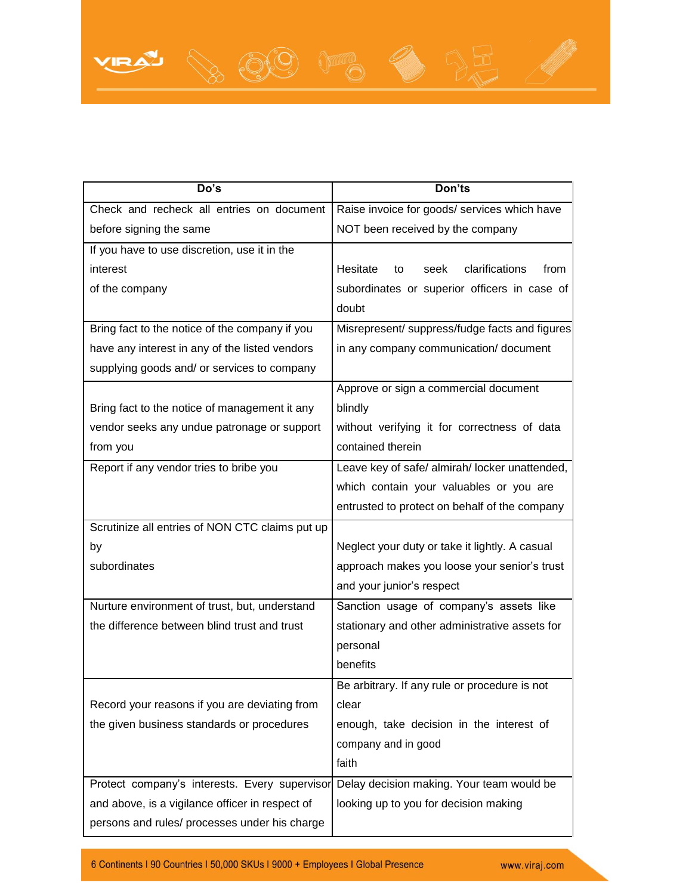| Do's | Don'ts |
|---|---|
| Check and recheck all entries on document before signing the same | Raise invoice for goods/ services which have NOT been received by the company |
| If you have to use discretion, use it in the interest of the company | Hesitate to seek clarifications from subordinates or superior officers in case of doubt |
| Bring fact to the notice of the company if you have any interest in any of the listed vendors supplying goods and/ or services to company | Misrepresent/ suppress/fudge facts and figures in any company communication/ document |
| Bring fact to the notice of management it any vendor seeks any undue patronage or support from you | Approve or sign a commercial document blindly without verifying it for correctness of data contained therein |
| Report if any vendor tries to bribe you | Leave key of safe/ almirah/ locker unattended, which contain your valuables or you are entrusted to protect on behalf of the company |
| Scrutinize all entries of NON CTC claims put up by subordinates | Neglect your duty or take it lightly. A casual approach makes you loose your senior's trust and your junior's respect |
| Nurture environment of trust, but, understand the difference between blind trust and trust | Sanction usage of company's assets like stationary and other administrative assets for personal benefits |
| Record your reasons if you are deviating from the given business standards or procedures | Be arbitrary. If any rule or procedure is not clear enough, take decision in the interest of company and in good faith |
| Protect company's interests. Every supervisor and above, is a vigilance officer in respect of persons and rules/ processes under his charge | Delay decision making. Your team would be looking up to you for decision making |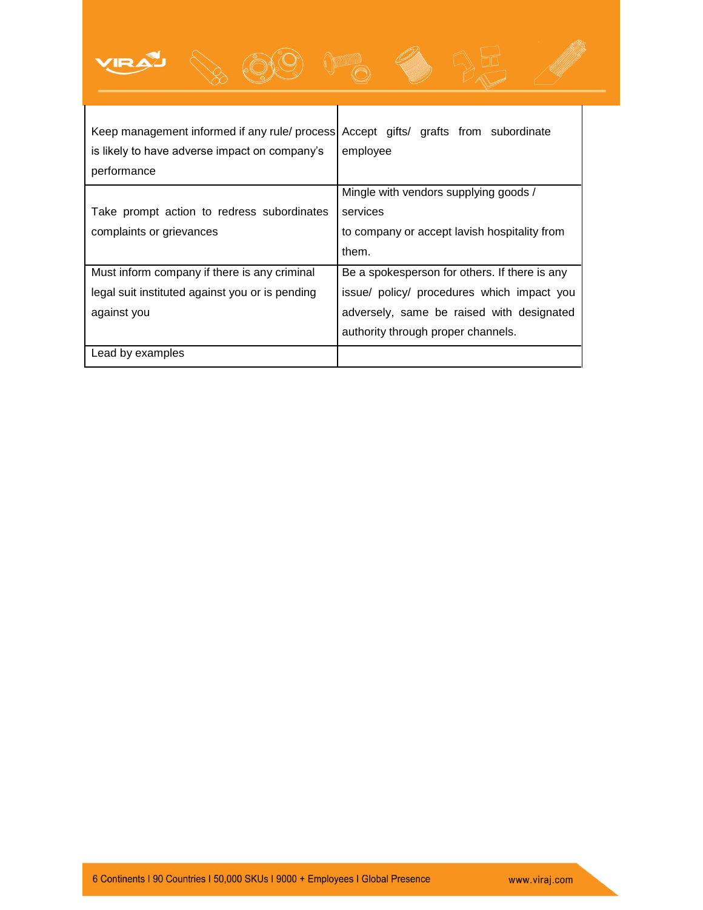| | |
|---|---|
| Keep management informed if any rule/ process is likely to have adverse impact on company's performance | Accept gifts/ grafts from subordinate employee |
| Take prompt action to redress subordinates complaints or grievances | Mingle with vendors supplying goods / services to company or accept lavish hospitality from them. |
| Must inform company if there is any criminal legal suit instituted against you or is pending against you | Be a spokesperson for others. If there is any issue/ policy/ procedures which impact you adversely, same be raised with designated authority through proper channels. |
| Lead by examples | |